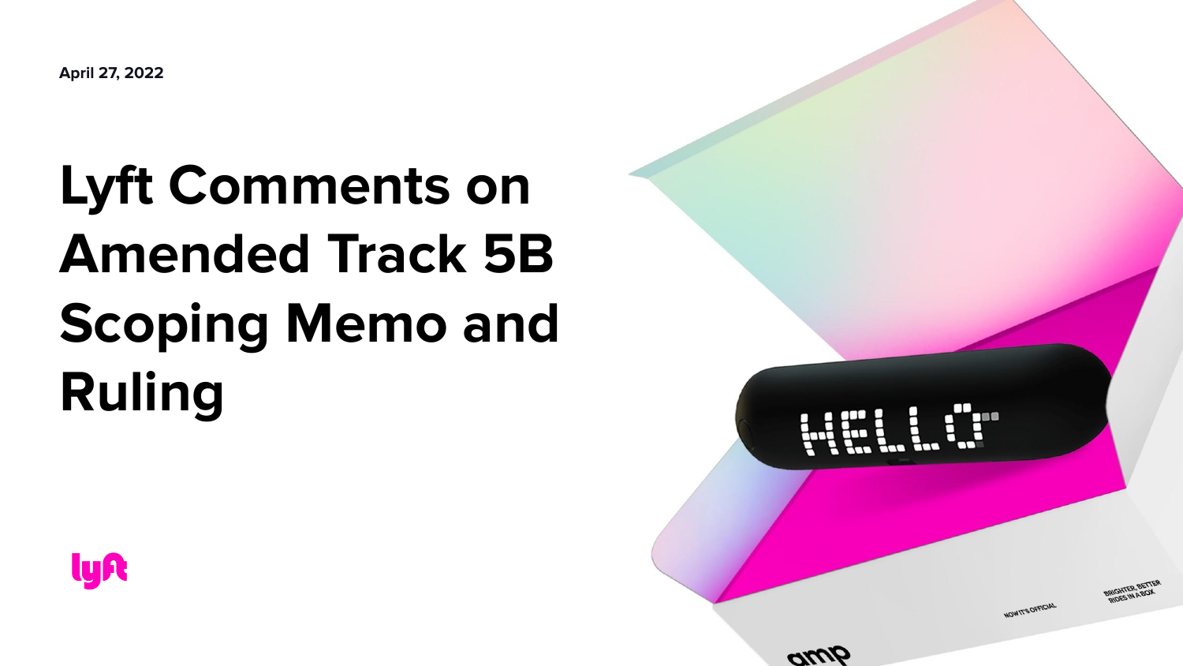April 27, 2022

# Lyft Comments on Amended Track 5B Scoping Memo and Ruling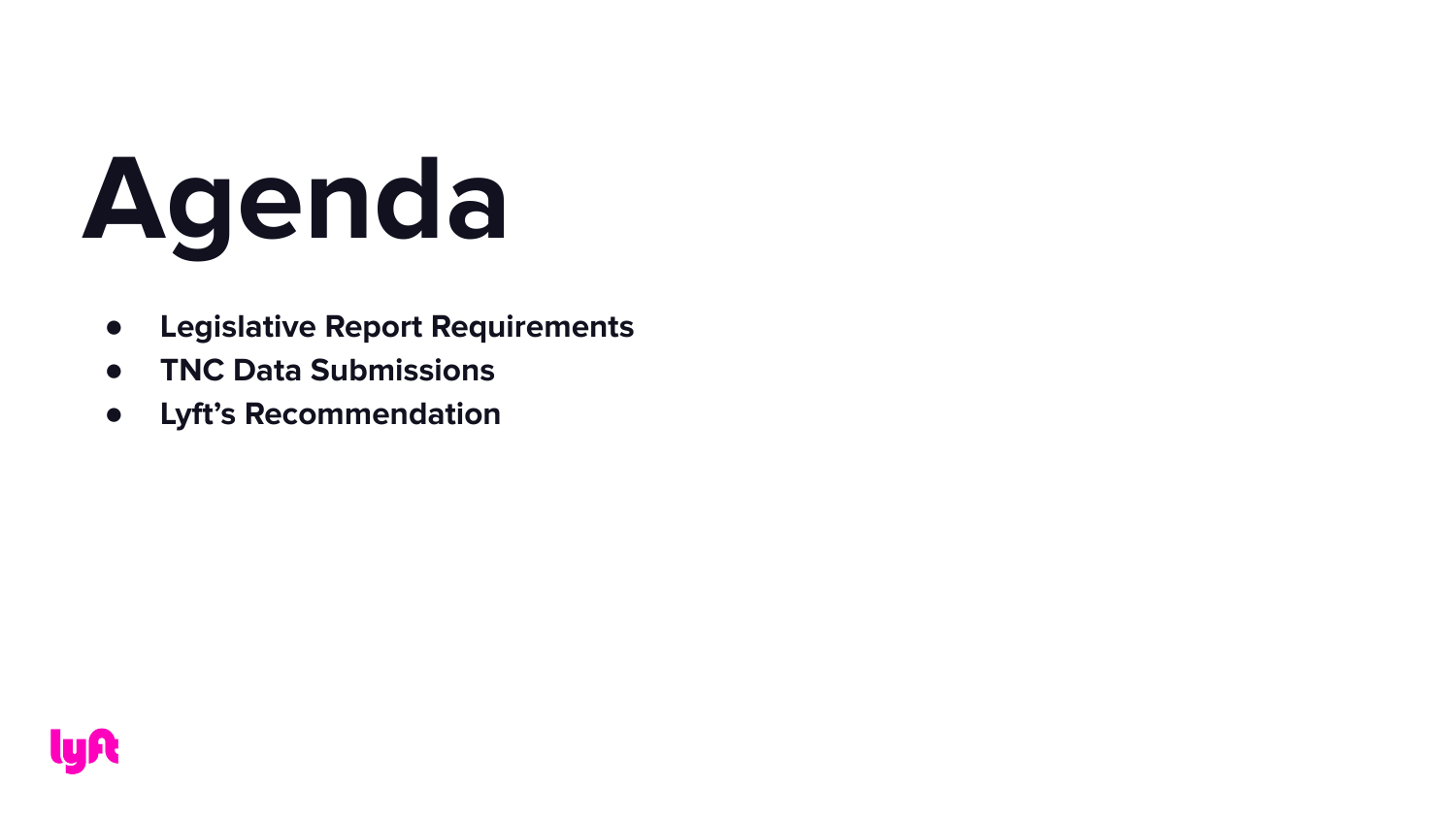# Agenda

- **Legislative Report Requirements**
- **TNC Data Submissions**
- **Lyft's Recommendation**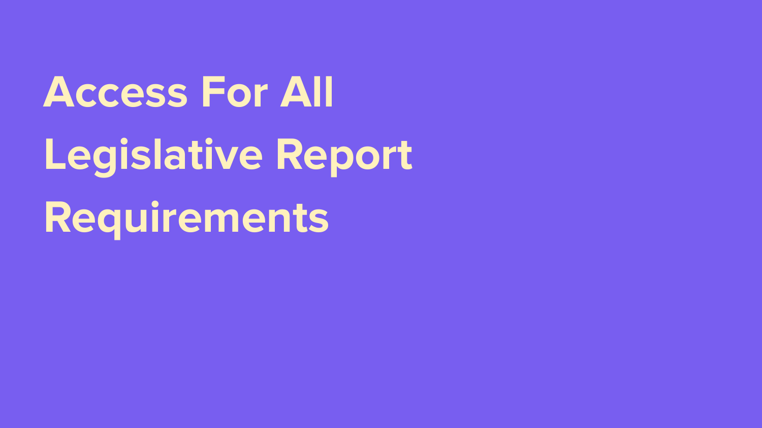# Access For All Legislative Report Requirements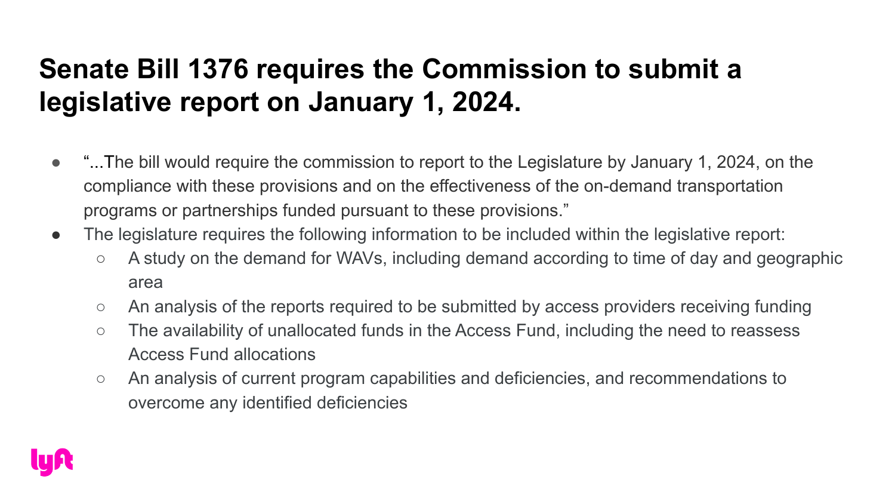# Senate Bill 1376 requires the Commission to submit a legislative report on January 1, 2024.

- "...The bill would require the commission to report to the Legislature by January 1, 2024, on the compliance with these provisions and on the effectiveness of the on-demand transportation programs or partnerships funded pursuant to these provisions."
- The legislature requires the following information to be included within the legislative report:
  - A study on the demand for WAVs, including demand according to time of day and geographic area
  - An analysis of the reports required to be submitted by access providers receiving funding
  - The availability of unallocated funds in the Access Fund, including the need to reassess Access Fund allocations
  - An analysis of current program capabilities and deficiencies, and recommendations to overcome any identified deficiencies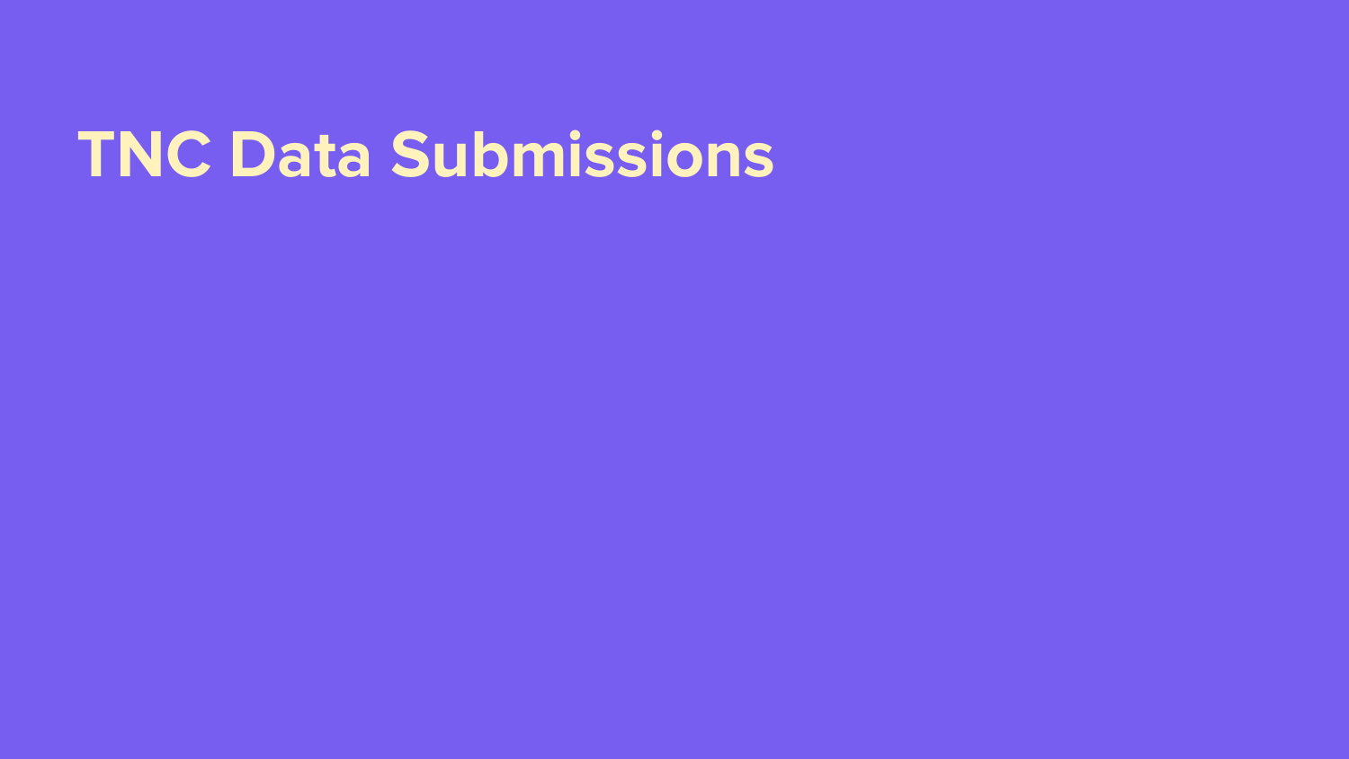# TNC Data Submissions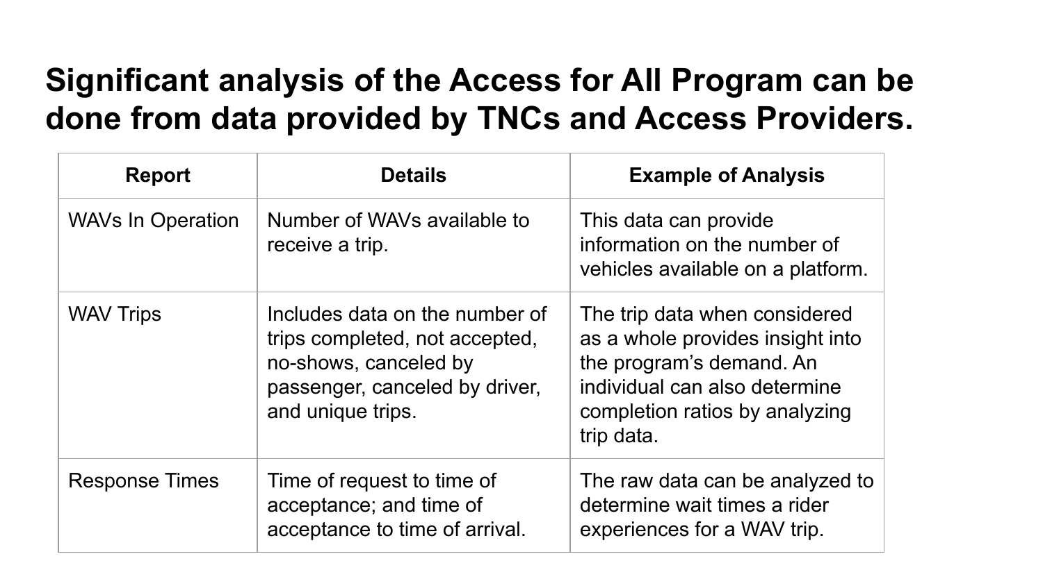# Significant analysis of the Access for All Program can be done from data provided by TNCs and Access Providers.

| Report | Details | Example of Analysis |
| --- | --- | --- |
| WAVs In Operation | Number of WAVs available to receive a trip. | This data can provide information on the number of vehicles available on a platform. |
| WAV Trips | Includes data on the number of trips completed, not accepted, no-shows, canceled by passenger, canceled by driver, and unique trips. | The trip data when considered as a whole provides insight into the program's demand. An individual can also determine completion ratios by analyzing trip data. |
| Response Times | Time of request to time of acceptance; and time of acceptance to time of arrival. | The raw data can be analyzed to determine wait times a rider experiences for a WAV trip. |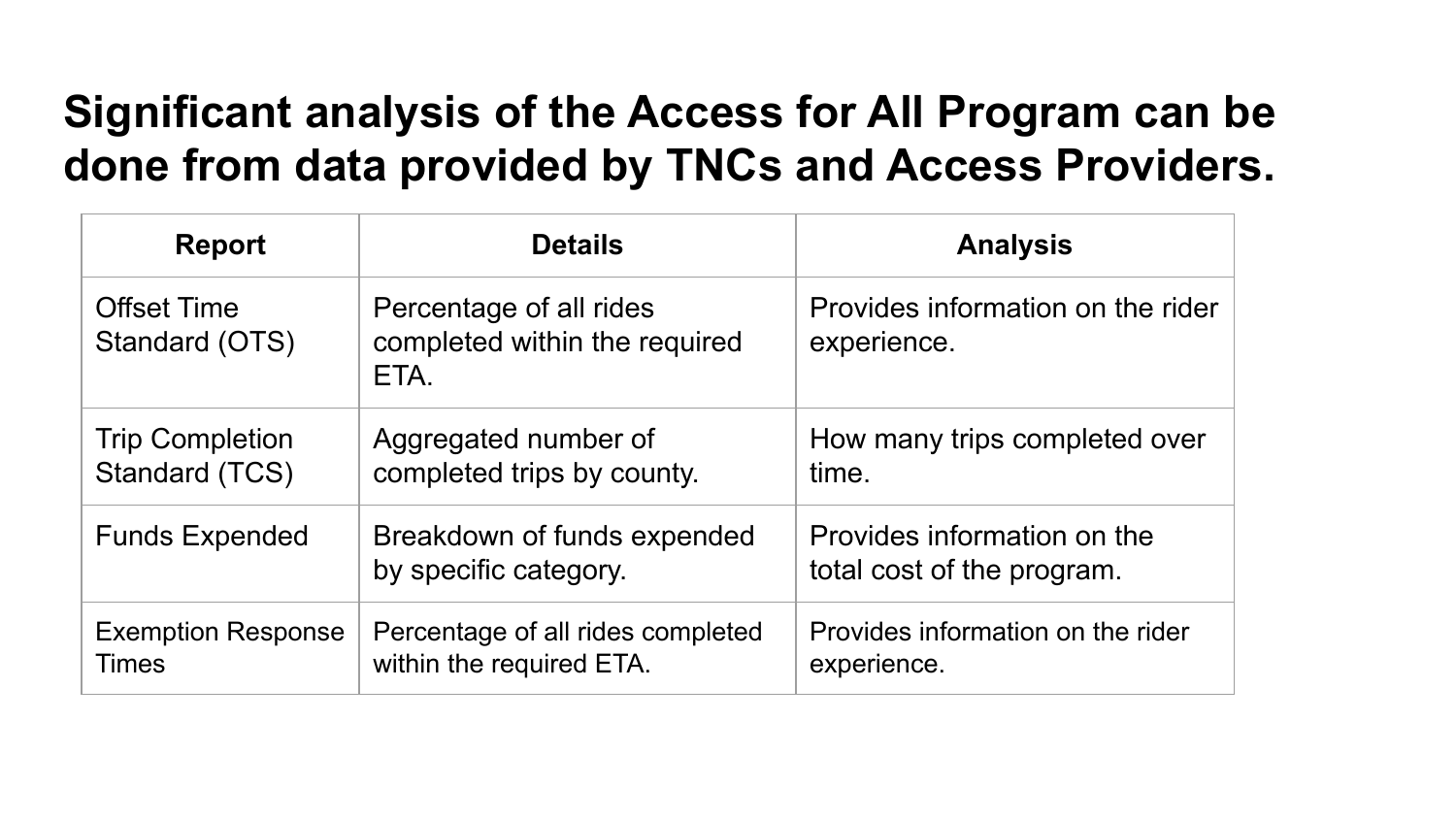# Significant analysis of the Access for All Program can be done from data provided by TNCs and Access Providers.

| Report | Details | Analysis |
|---|---|---|
| Offset Time Standard (OTS) | Percentage of all rides completed within the required ETA. | Provides information on the rider experience. |
| Trip Completion Standard (TCS) | Aggregated number of completed trips by county. | How many trips completed over time. |
| Funds Expended | Breakdown of funds expended by specific category. | Provides information on the total cost of the program. |
| Exemption Response Times | Percentage of all rides completed within the required ETA. | Provides information on the rider experience. |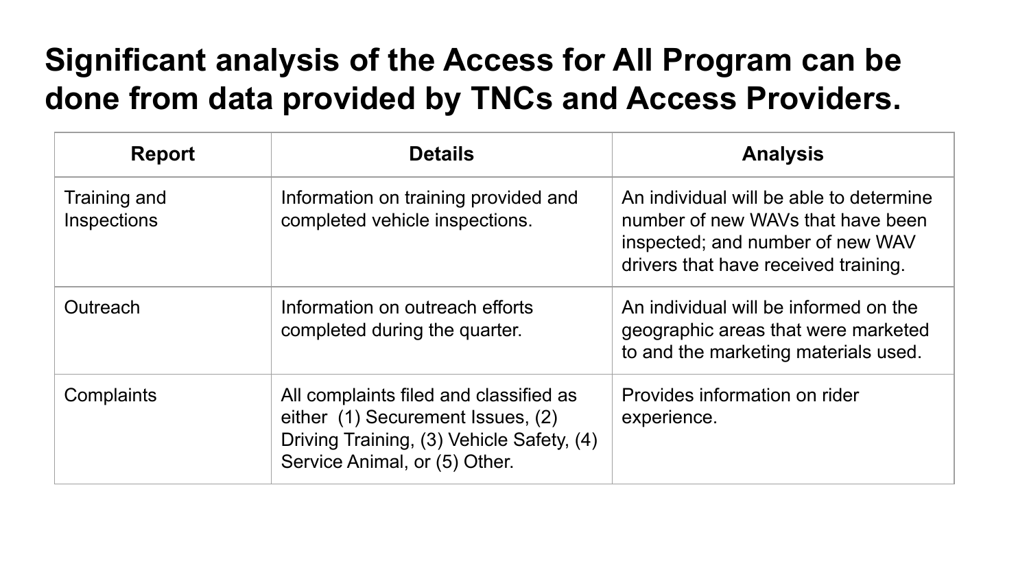# Significant analysis of the Access for All Program can be done from data provided by TNCs and Access Providers.

| Report | Details | Analysis |
| --- | --- | --- |
| Training and Inspections | Information on training provided and completed vehicle inspections. | An individual will be able to determine number of new WAVs that have been inspected; and number of new WAV drivers that have received training. |
| Outreach | Information on outreach efforts completed during the quarter. | An individual will be informed on the geographic areas that were marketed to and the marketing materials used. |
| Complaints | All complaints filed and classified as either (1) Securement Issues, (2) Driving Training, (3) Vehicle Safety, (4) Service Animal, or (5) Other. | Provides information on rider experience. |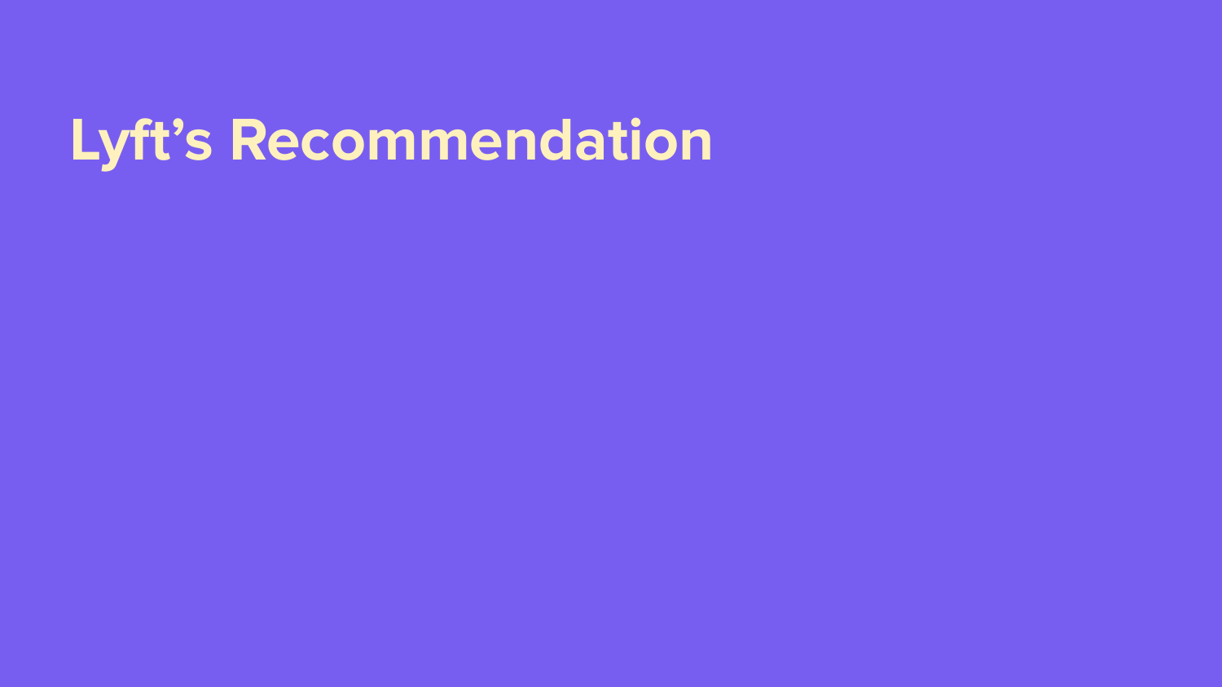# Lyft’s Recommendation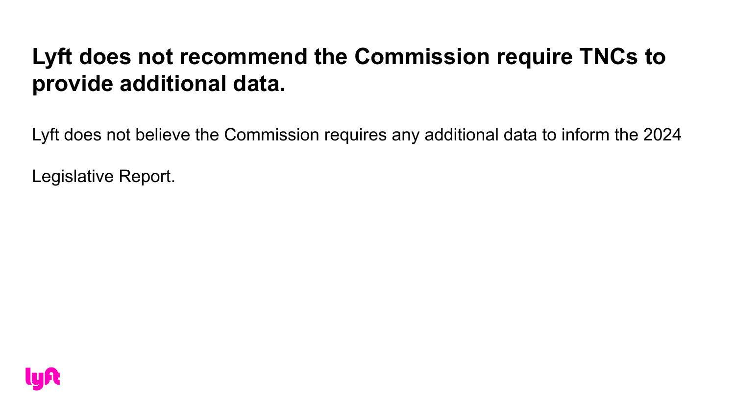# Lyft does not recommend the Commission require TNCs to provide additional data.

Lyft does not believe the Commission requires any additional data to inform the 2024 Legislative Report.